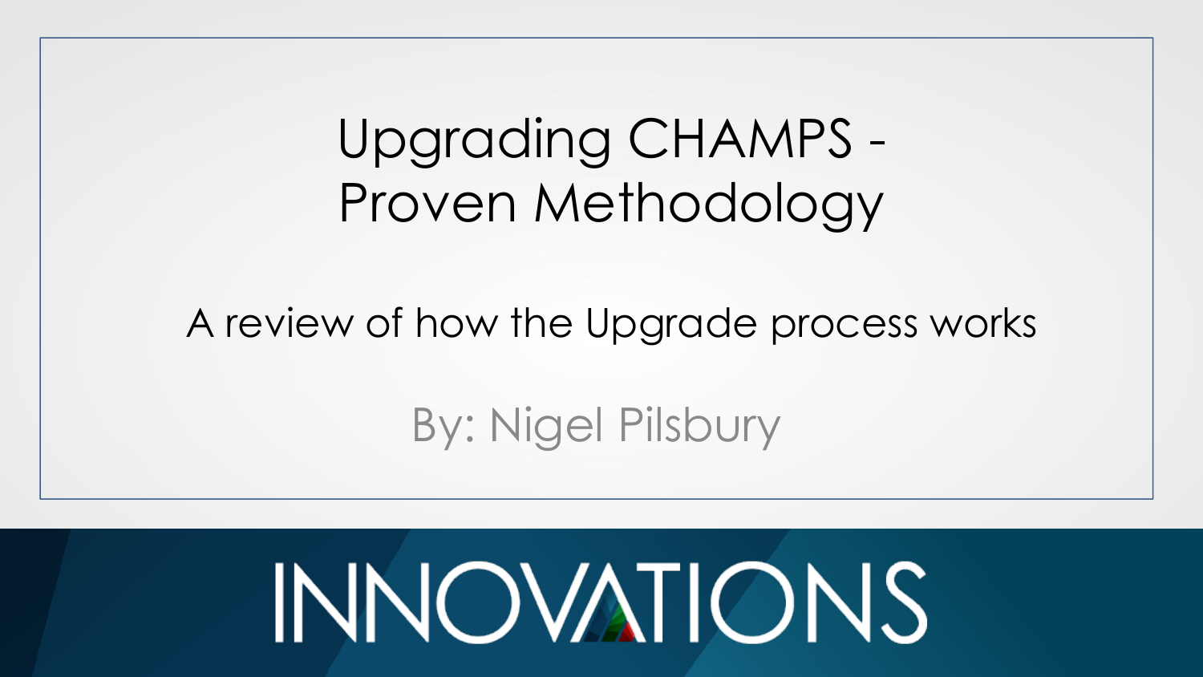# Upgrading CHAMPS - Proven Methodology

A review of how the Upgrade process works

By: Nigel Pilsbury

INNOVATIONS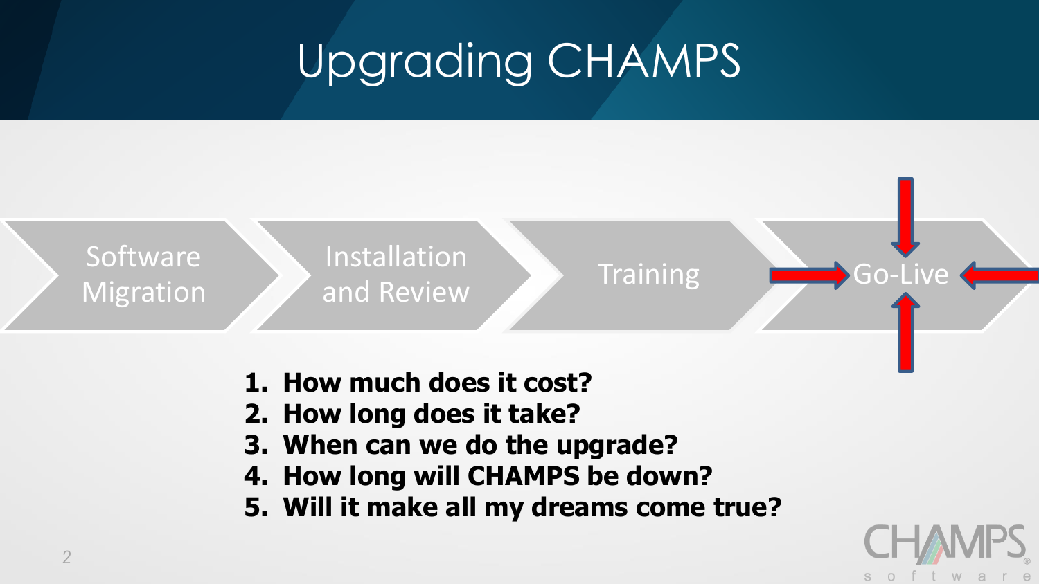# Upgrading CHAMPS

Software Migration → Installation and Review → Training → Go-Live

1. **How much does it cost?**
2. **How long does it take?**
3. **When can we do the upgrade?**
4. **How long will CHAMPS be down?**
5. **Will it make all my dreams come true?**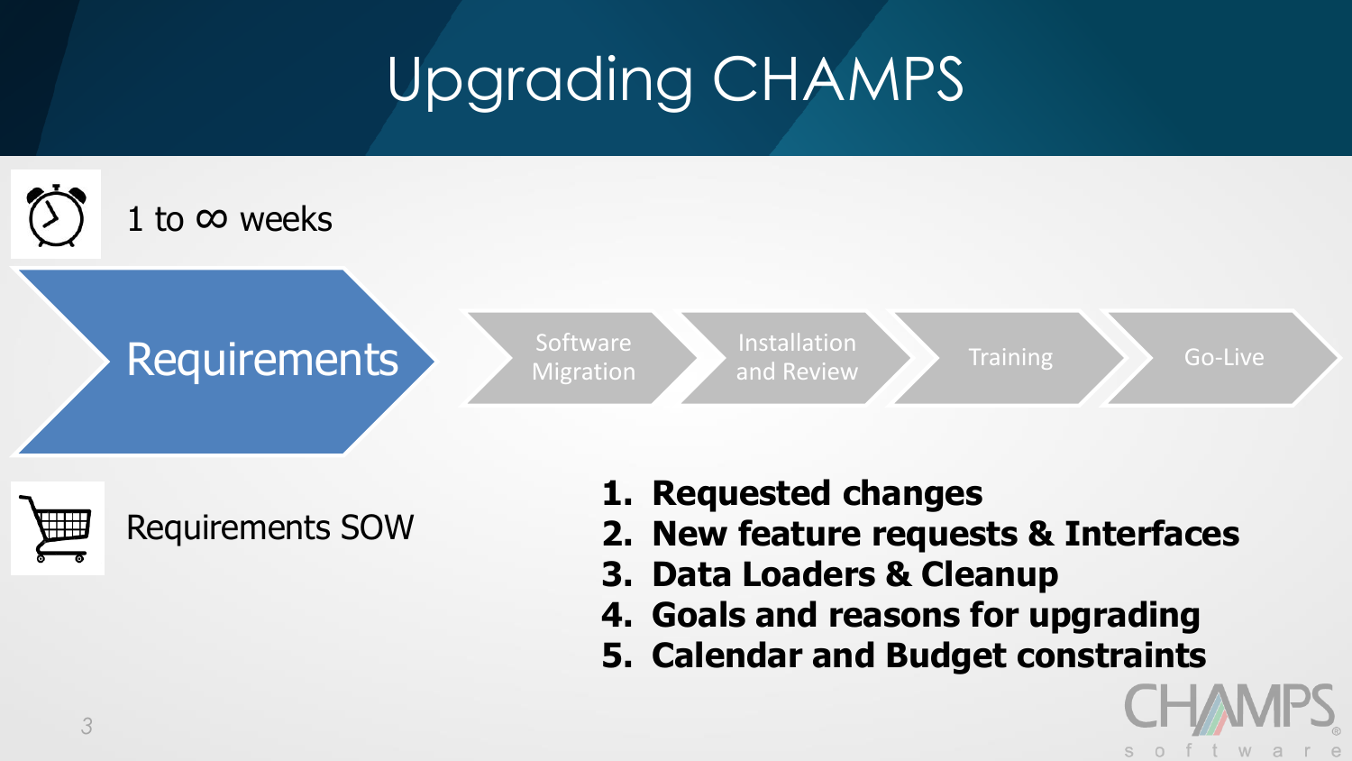# Upgrading CHAMPS

1 to ∞ weeks

Requirements → Software Migration → Installation and Review → Training → Go-Live

Requirements SOW

1. **Requested changes**
2. **New feature requests & Interfaces**
3. **Data Loaders & Cleanup**
4. **Goals and reasons for upgrading**
5. **Calendar and Budget constraints**

CHAMPS software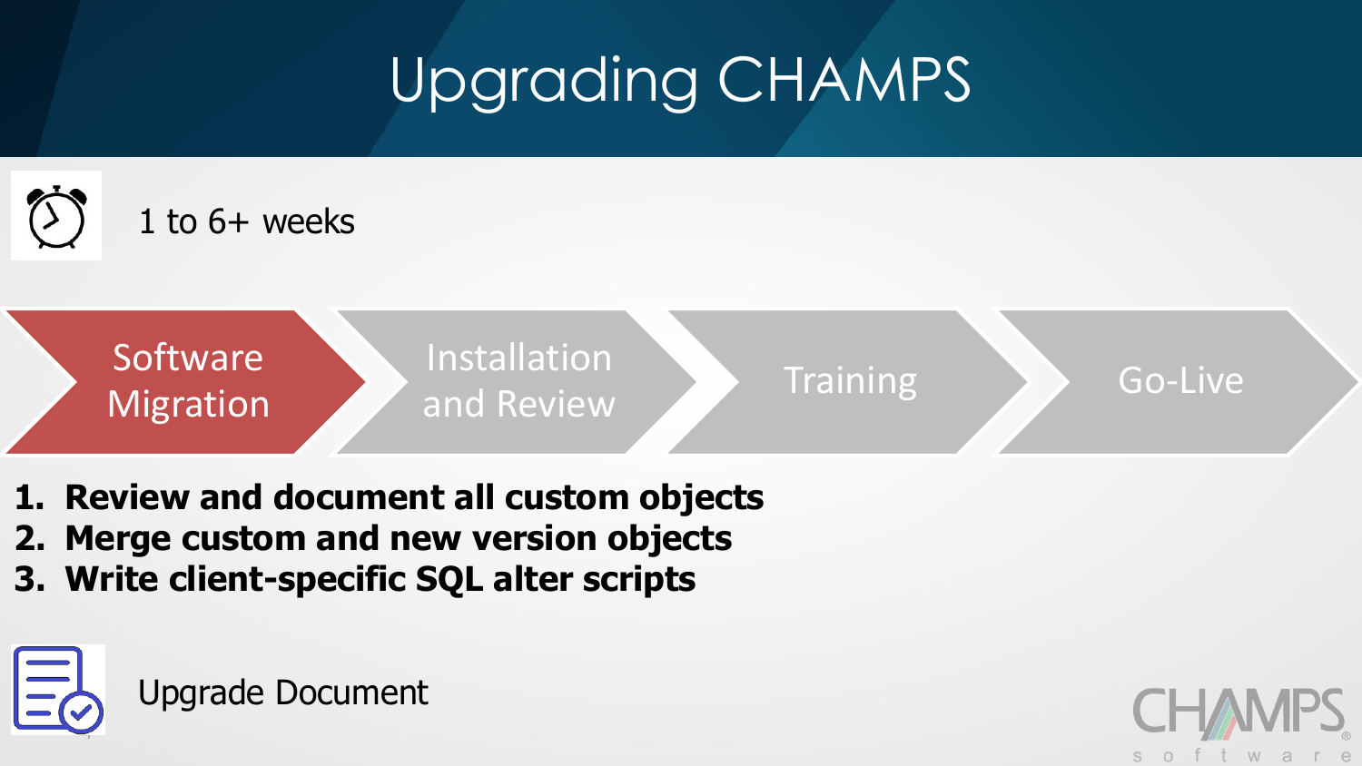# Upgrading CHAMPS

1 to 6+ weeks

Software Migration → Installation and Review → Training → Go-Live

1. **Review and document all custom objects**
2. **Merge custom and new version objects**
3. **Write client-specific SQL alter scripts**

Upgrade Document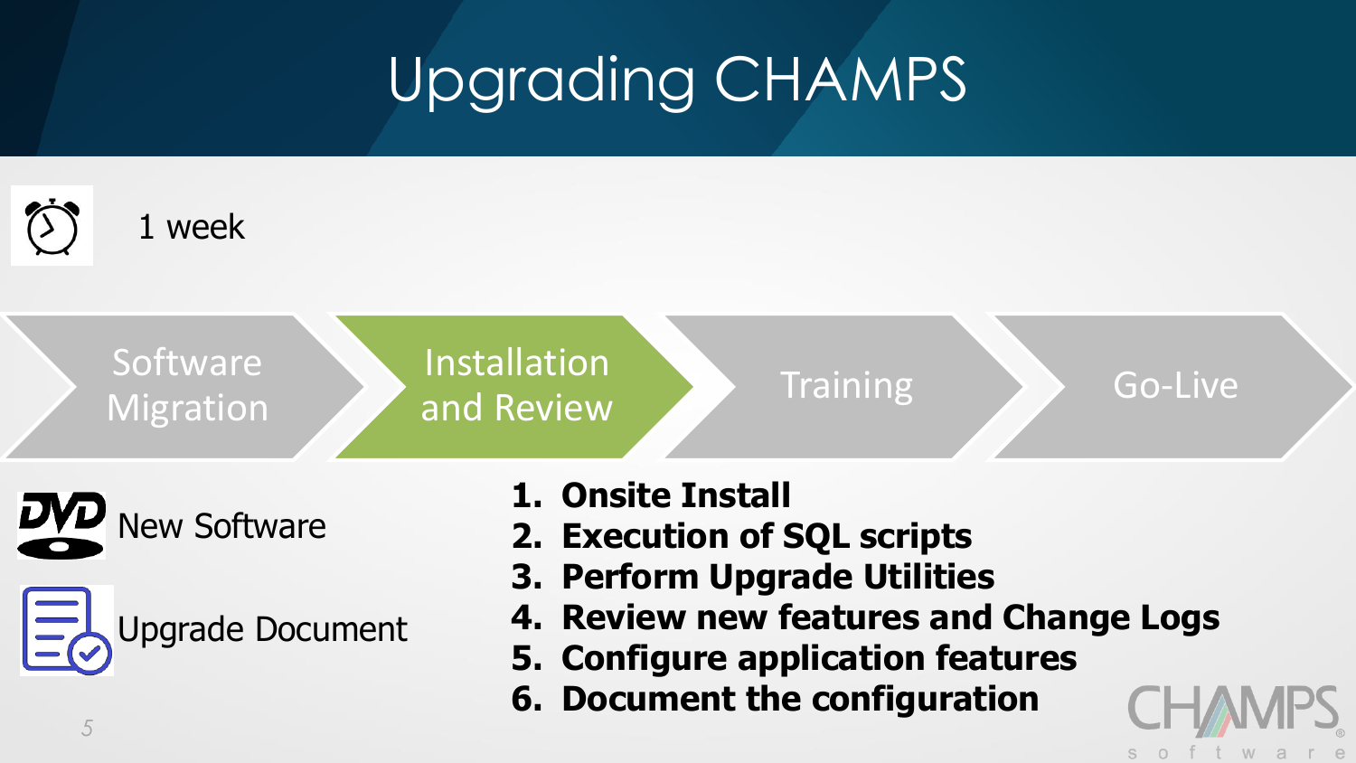# Upgrading CHAMPS

1 week

Software Migration → **Installation and Review** → Training → Go-Live

New Software

Upgrade Document

1. **Onsite Install**
2. **Execution of SQL scripts**
3. **Perform Upgrade Utilities**
4. **Review new features and Change Logs**
5. **Configure application features**
6. **Document the configuration**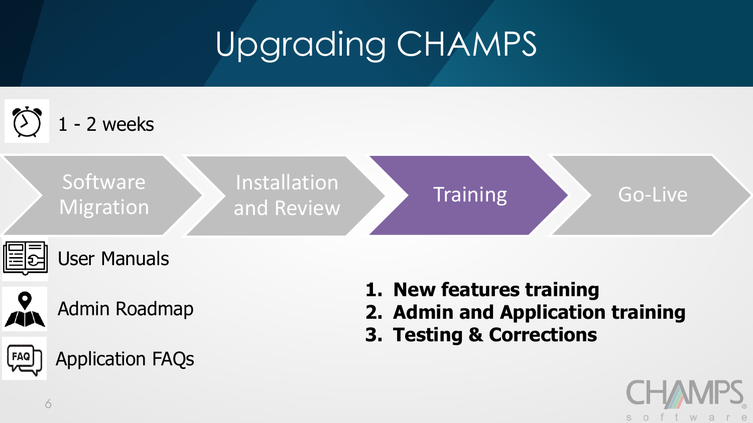# Upgrading CHAMPS

1 - 2 weeks

Software Migration → Installation and Review → **Training** → Go-Live

- User Manuals
- Admin Roadmap
- Application FAQs

1. **New features training**
2. **Admin and Application training**
3. **Testing & Corrections**

CHAMPS software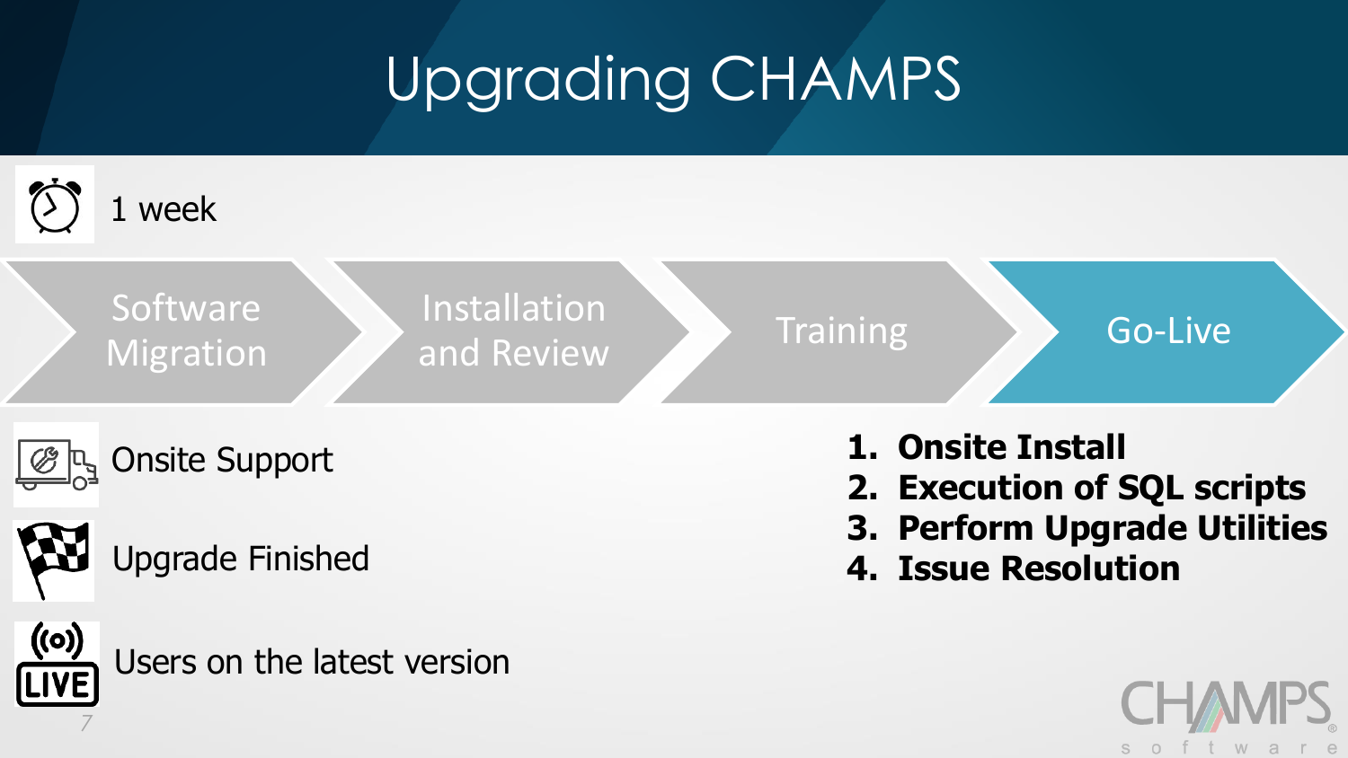# Upgrading CHAMPS

1 week

Software Migration → Installation and Review → Training → **Go-Live**

Onsite Support

Upgrade Finished

Users on the latest version

1. **Onsite Install**
2. **Execution of SQL scripts**
3. **Perform Upgrade Utilities**
4. **Issue Resolution**

CHAMPS software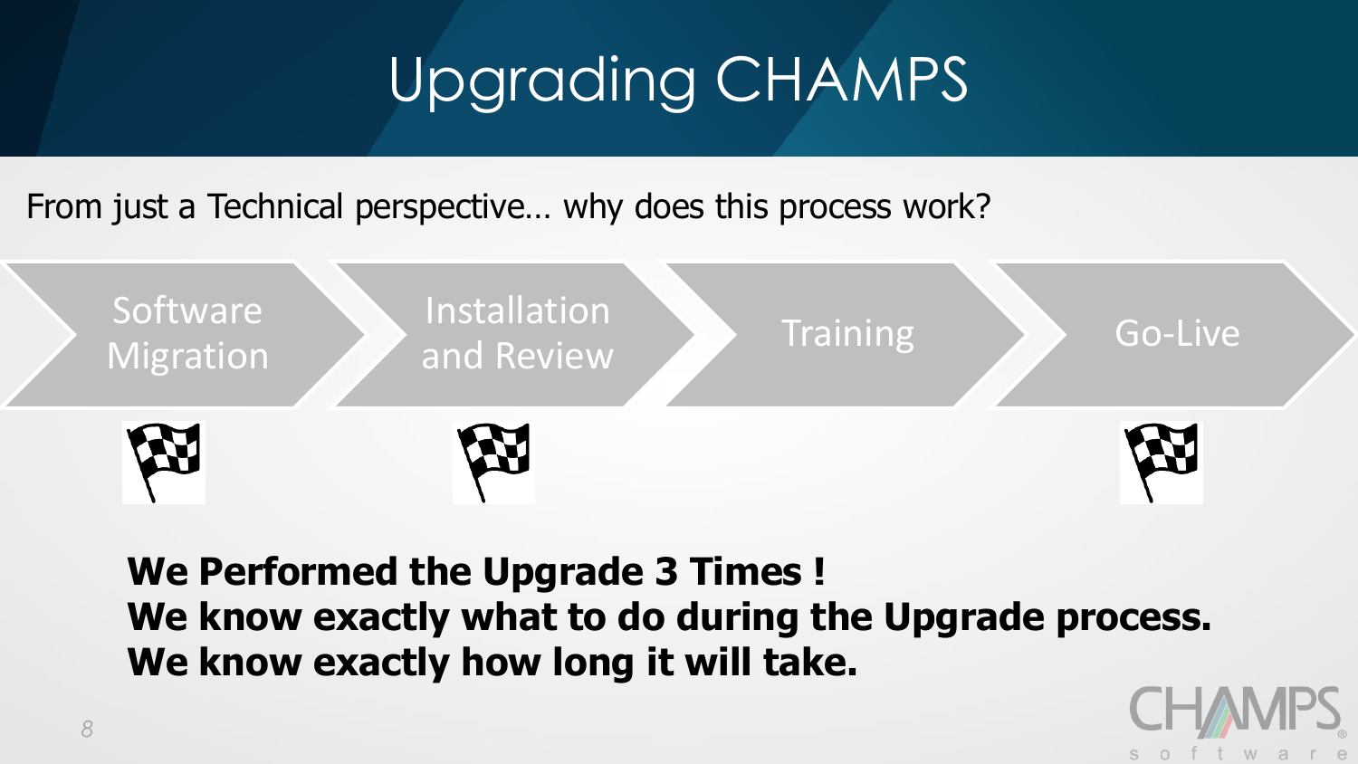# Upgrading CHAMPS

From just a Technical perspective… why does this process work?

Software Migration → Installation and Review → Training → Go-Live

**We Performed the Upgrade 3 Times !**
**We know exactly what to do during the Upgrade process.**
**We know exactly how long it will take.**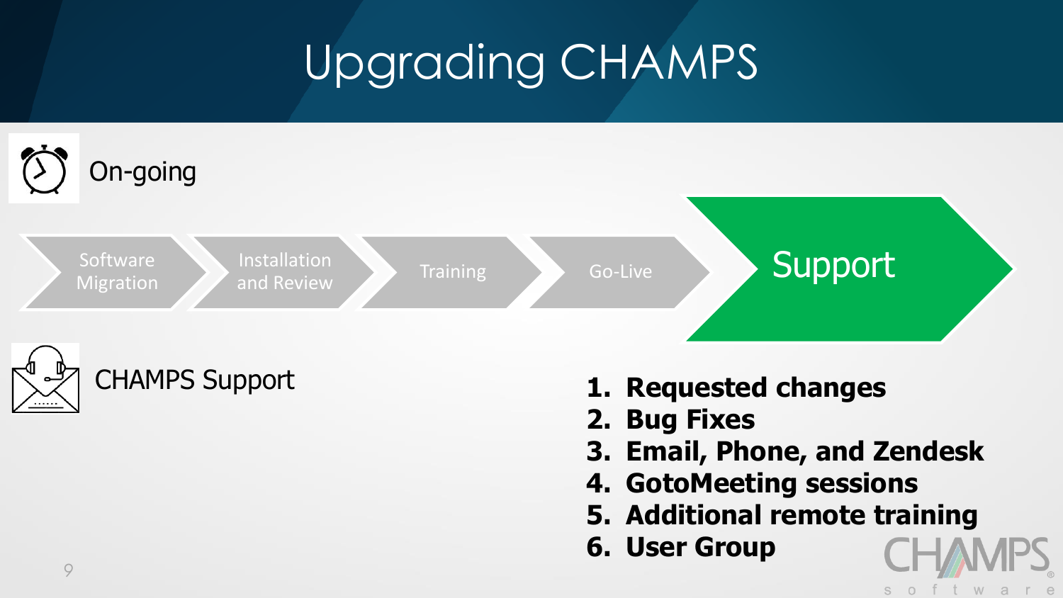# Upgrading CHAMPS

On-going

Software Migration → Installation and Review → Training → Go-Live → **Support**

CHAMPS Support

1. **Requested changes**
2. **Bug Fixes**
3. **Email, Phone, and Zendesk**
4. **GotoMeeting sessions**
5. **Additional remote training**
6. **User Group**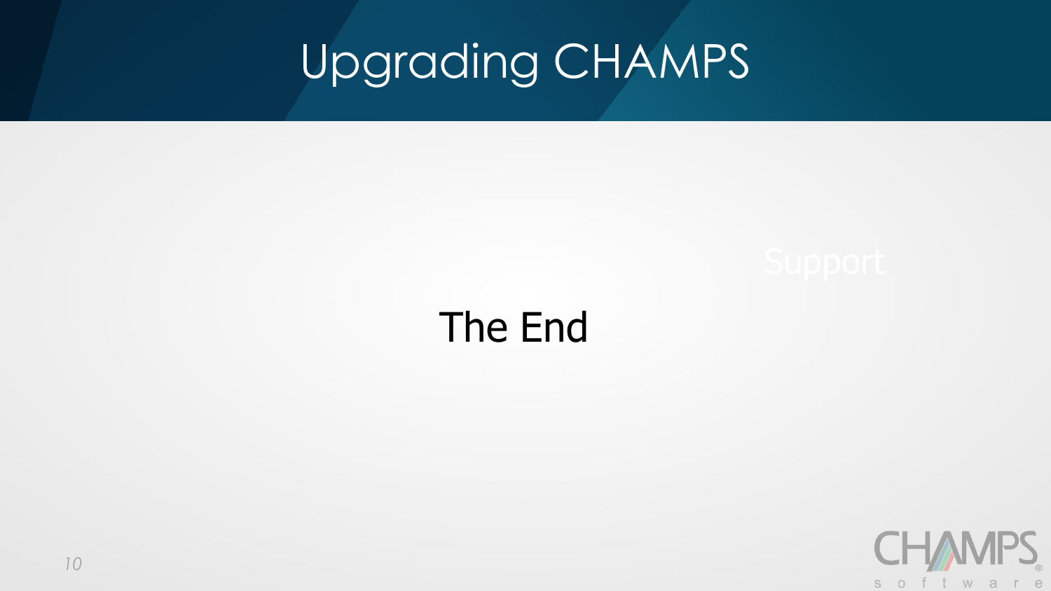# Upgrading CHAMPS

Support

The End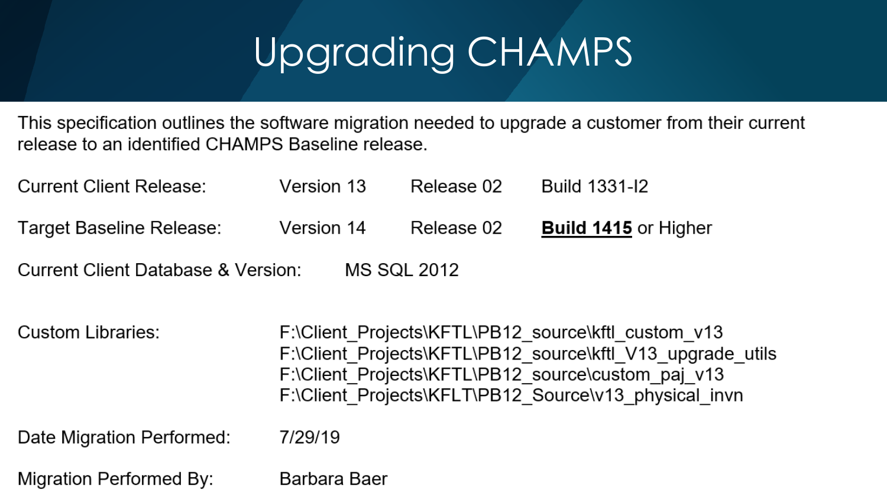# Upgrading CHAMPS

This specification outlines the software migration needed to upgrade a customer from their current release to an identified CHAMPS Baseline release.

| | | | |
|---|---|---|---|
| Current Client Release: | Version 13 | Release 02 | Build 1331-I2 |
| Target Baseline Release: | Version 14 | Release 02 | **Build 1415** or Higher |

Current Client Database & Version: MS SQL 2012

Custom Libraries:

F:\Client_Projects\KFTL\PB12_source\kftl_custom_v13
F:\Client_Projects\KFTL\PB12_source\kftl_V13_upgrade_utils
F:\Client_Projects\KFTL\PB12_source\custom_paj_v13
F:\Client_Projects\KFLT\PB12_Source\v13_physical_invn

Date Migration Performed: 7/29/19

Migration Performed By: Barbara Baer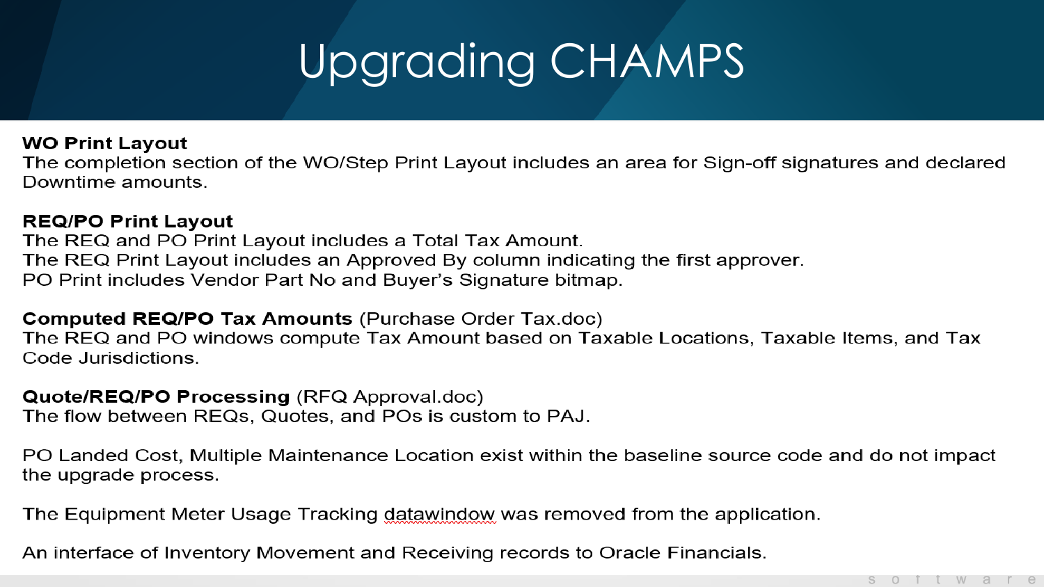# Upgrading CHAMPS

**WO Print Layout**
The completion section of the WO/Step Print Layout includes an area for Sign-off signatures and declared Downtime amounts.

**REQ/PO Print Layout**
The REQ and PO Print Layout includes a Total Tax Amount.
The REQ Print Layout includes an Approved By column indicating the first approver.
PO Print includes Vendor Part No and Buyer's Signature bitmap.

**Computed REQ/PO Tax Amounts** (Purchase Order Tax.doc)
The REQ and PO windows compute Tax Amount based on Taxable Locations, Taxable Items, and Tax Code Jurisdictions.

**Quote/REQ/PO Processing** (RFQ Approval.doc)
The flow between REQs, Quotes, and POs is custom to PAJ.

PO Landed Cost, Multiple Maintenance Location exist within the baseline source code and do not impact the upgrade process.

The Equipment Meter Usage Tracking datawindow was removed from the application.

An interface of Inventory Movement and Receiving records to Oracle Financials.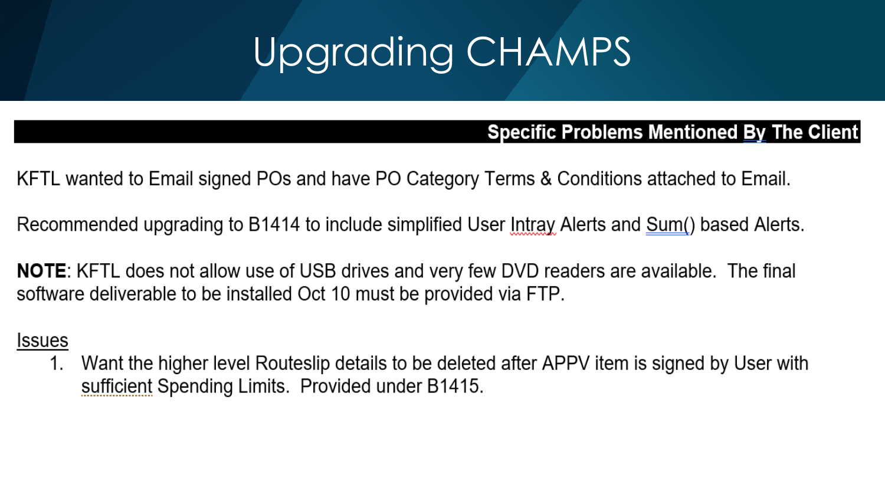# Upgrading CHAMPS

## Specific Problems Mentioned By The Client

KFTL wanted to Email signed POs and have PO Category Terms & Conditions attached to Email.

Recommended upgrading to B1414 to include simplified User Intray Alerts and Sum() based Alerts.

**NOTE**: KFTL does not allow use of USB drives and very few DVD readers are available. The final software deliverable to be installed Oct 10 must be provided via FTP.

Issues

1. Want the higher level Routeslip details to be deleted after APPV item is signed by User with sufficient Spending Limits. Provided under B1415.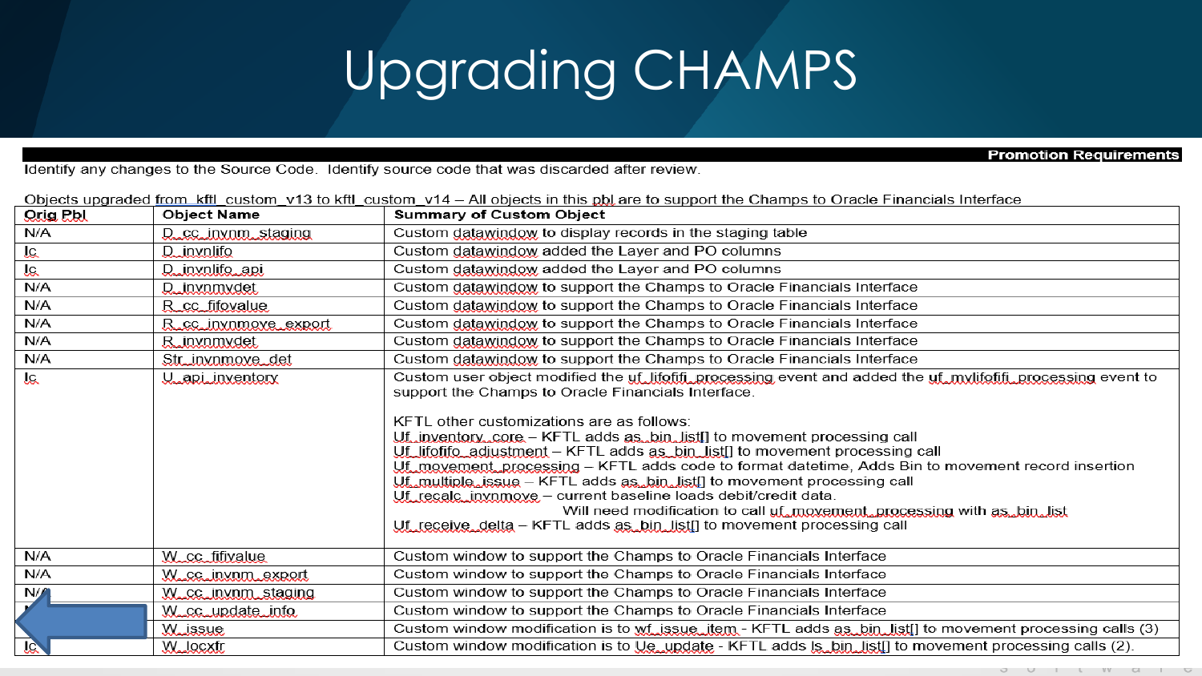# Upgrading CHAMPS

**Promotion Requirements**

Identify any changes to the Source Code. Identify source code that was discarded after review.

Objects upgraded from kftl_custom_v13 to kftl_custom_v14 – All objects in this pbl are to support the Champs to Oracle Financials Interface

| Orig Pbl | Object Name | Summary of Custom Object |
|---|---|---|
| N/A | D_cc_invnm_staging | Custom datawindow to display records in the staging table |
| Ic | D_invnlifo | Custom datawindow added the Layer and PO columns |
| Ic | D_invnlifo_api | Custom datawindow added the Layer and PO columns |
| N/A | D_invnmvdet | Custom datawindow to support the Champs to Oracle Financials Interface |
| N/A | R_cc_fifovalue | Custom datawindow to support the Champs to Oracle Financials Interface |
| N/A | R_cc_invnmove_export | Custom datawindow to support the Champs to Oracle Financials Interface |
| N/A | R_invnmvdet | Custom datawindow to support the Champs to Oracle Financials Interface |
| N/A | Str_invnmove_det | Custom datawindow to support the Champs to Oracle Financials Interface |
| Ic | U_api_inventory | Custom user object modified the uf_lifofifi_processing event and added the uf_mylifofifi_processing event to support the Champs to Oracle Financials Interface.<br><br>KFTL other customizations are as follows:<br>Uf_inventory_core – KFTL adds as_bin_list[] to movement processing call<br>Uf_lifofifo_adjustment – KFTL adds as_bin_list[] to movement processing call<br>Uf_movement_processing – KFTL adds code to format datetime, Adds Bin to movement record insertion<br>Uf_multiple_issue – KFTL adds as_bin_list[] to movement processing call<br>Uf_recalc_invnmove – current baseline loads debit/credit data.<br>Will need modification to call uf_movement_processing with as_bin_list<br>Uf_receive_delta – KFTL adds as_bin_list[] to movement processing call |
| N/A | W_cc_fifivalue | Custom window to support the Champs to Oracle Financials Interface |
| N/A | W_cc_invnm_export | Custom window to support the Champs to Oracle Financials Interface |
| N/A | W_cc_invnm_staging | Custom window to support the Champs to Oracle Financials Interface |
| N/A | W_cc_update_info | Custom window to support the Champs to Oracle Financials Interface |
| | W_issue | Custom window modification is to wf_issue_item - KFTL adds as_bin_list[] to movement processing calls (3) |
| Ic | W_locxfr | Custom window modification is to Ue_update - KFTL adds ls_bin_list[] to movement processing calls (2). |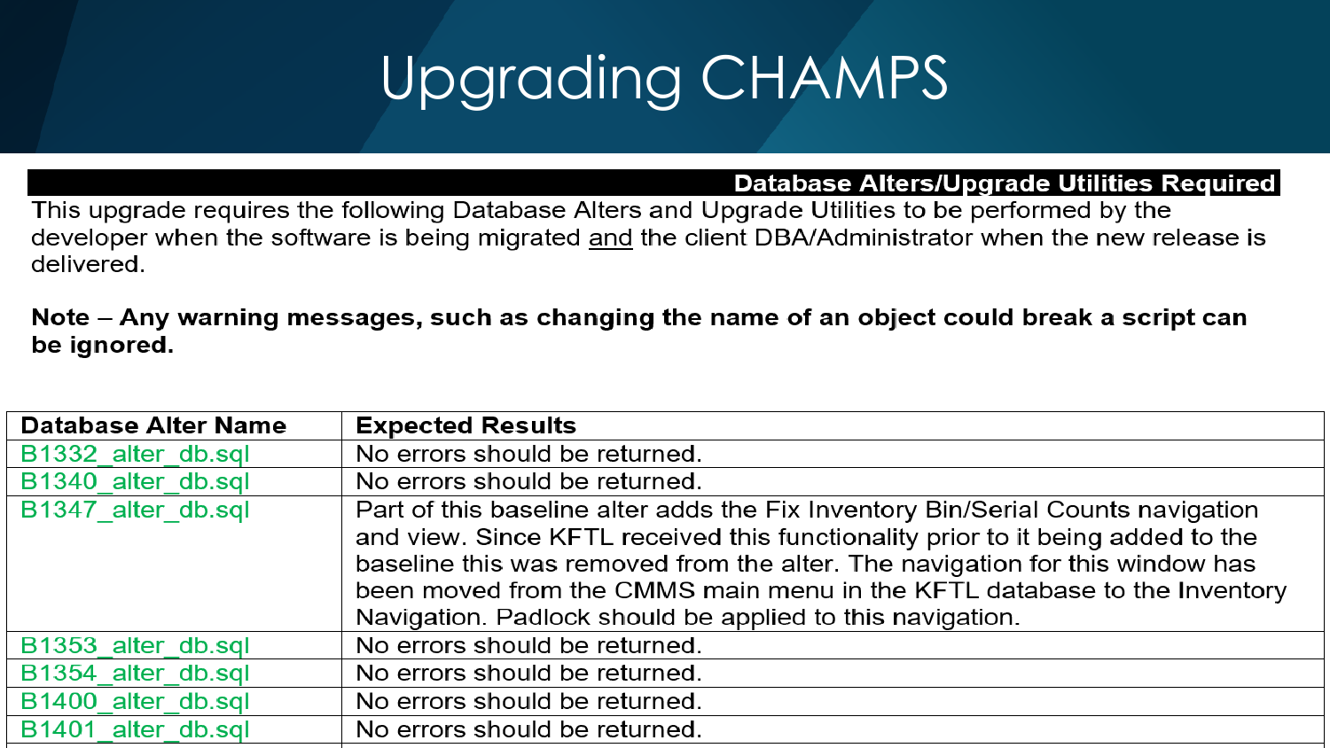// Upgrading CHAMPS

**Database Alters/Upgrade Utilities Required**

This upgrade requires the following Database Alters and Upgrade Utilities to be performed by the developer when the software is being migrated and the client DBA/Administrator when the new release is delivered.

**Note – Any warning messages, such as changing the name of an object could break a script can be ignored.**

| Database Alter Name | Expected Results |
|---|---|
| B1332_alter_db.sql | No errors should be returned. |
| B1340_alter_db.sql | No errors should be returned. |
| B1347_alter_db.sql | Part of this baseline alter adds the Fix Inventory Bin/Serial Counts navigation and view. Since KFTL received this functionality prior to it being added to the baseline this was removed from the alter. The navigation for this window has been moved from the CMMS main menu in the KFTL database to the Inventory Navigation. Padlock should be applied to this navigation. |
| B1353_alter_db.sql | No errors should be returned. |
| B1354_alter_db.sql | No errors should be returned. |
| B1400_alter_db.sql | No errors should be returned. |
| B1401_alter_db.sql | No errors should be returned. |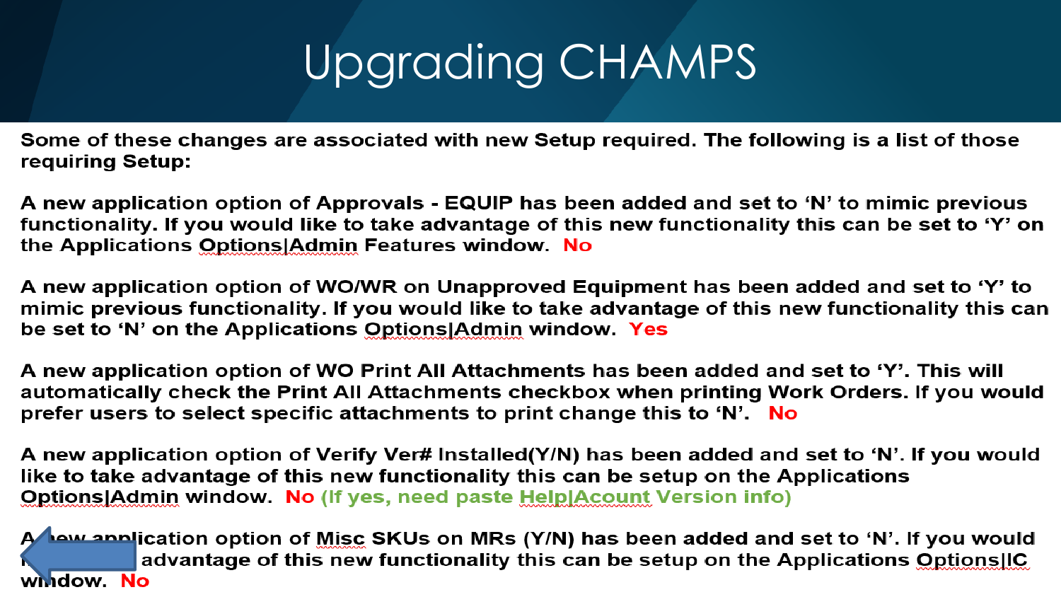# Upgrading CHAMPS

**Some of these changes are associated with new Setup required. The following is a list of those requiring Setup:**

**A new application option of Approvals - EQUIP has been added and set to 'N' to mimic previous functionality. If you would like to take advantage of this new functionality this can be set to 'Y' on the Applications Options|Admin Features window. No**

**A new application option of WO/WR on Unapproved Equipment has been added and set to 'Y' to mimic previous functionality. If you would like to take advantage of this new functionality this can be set to 'N' on the Applications Options|Admin window. Yes**

**A new application option of WO Print All Attachments has been added and set to 'Y'. This will automatically check the Print All Attachments checkbox when printing Work Orders. If you would prefer users to select specific attachments to print change this to 'N'. No**

**A new application option of Verify Ver# Installed(Y/N) has been added and set to 'N'. If you would like to take advantage of this new functionality this can be setup on the Applications Options|Admin window. No (If yes, need paste Help|Acount Version info)**

**A new application option of Misc SKUs on MRs (Y/N) has been added and set to 'N'. If you would like to take advantage of this new functionality this can be setup on the Applications Options|IC window. No**